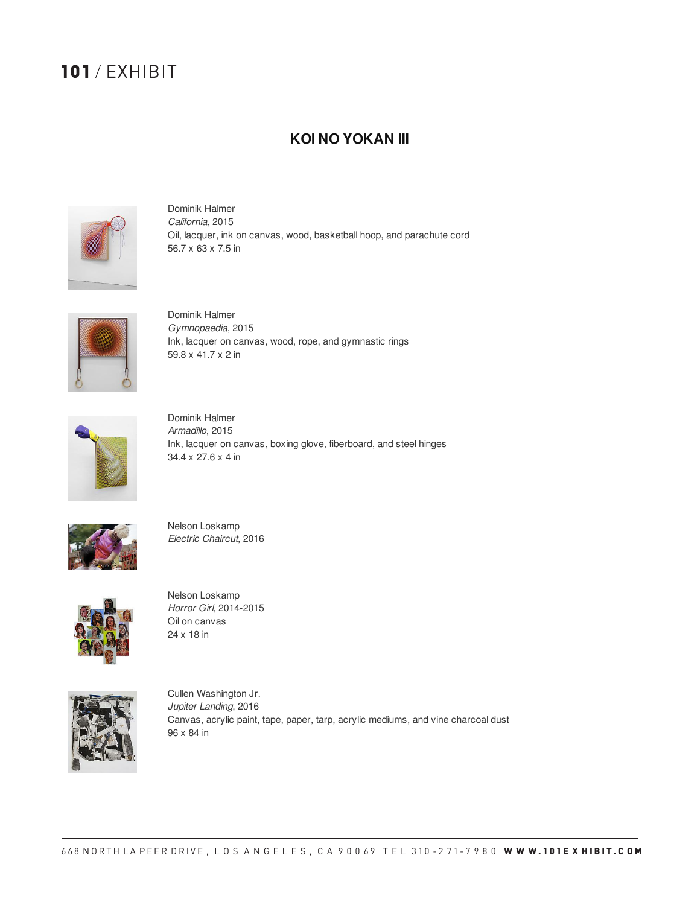# KOI NO YOKAN III

Dominik Halmer
*California*, 2015
Oil, lacquer, ink on canvas, wood, basketball hoop, and parachute cord
56.7 x 63 x 7.5 in

Dominik Halmer
*Gymnopaedia*, 2015
Ink, lacquer on canvas, wood, rope, and gymnastic rings
59.8 x 41.7 x 2 in

Dominik Halmer
*Armadillo*, 2015
Ink, lacquer on canvas, boxing glove, fiberboard, and steel hinges
34.4 x 27.6 x 4 in

Nelson Loskamp
*Electric Chaircut*, 2016

Nelson Loskamp
*Horror Girl*, 2014-2015
Oil on canvas
24 x 18 in

Cullen Washington Jr.
*Jupiter Landing*, 2016
Canvas, acrylic paint, tape, paper, tarp, acrylic mediums, and vine charcoal dust
96 x 84 in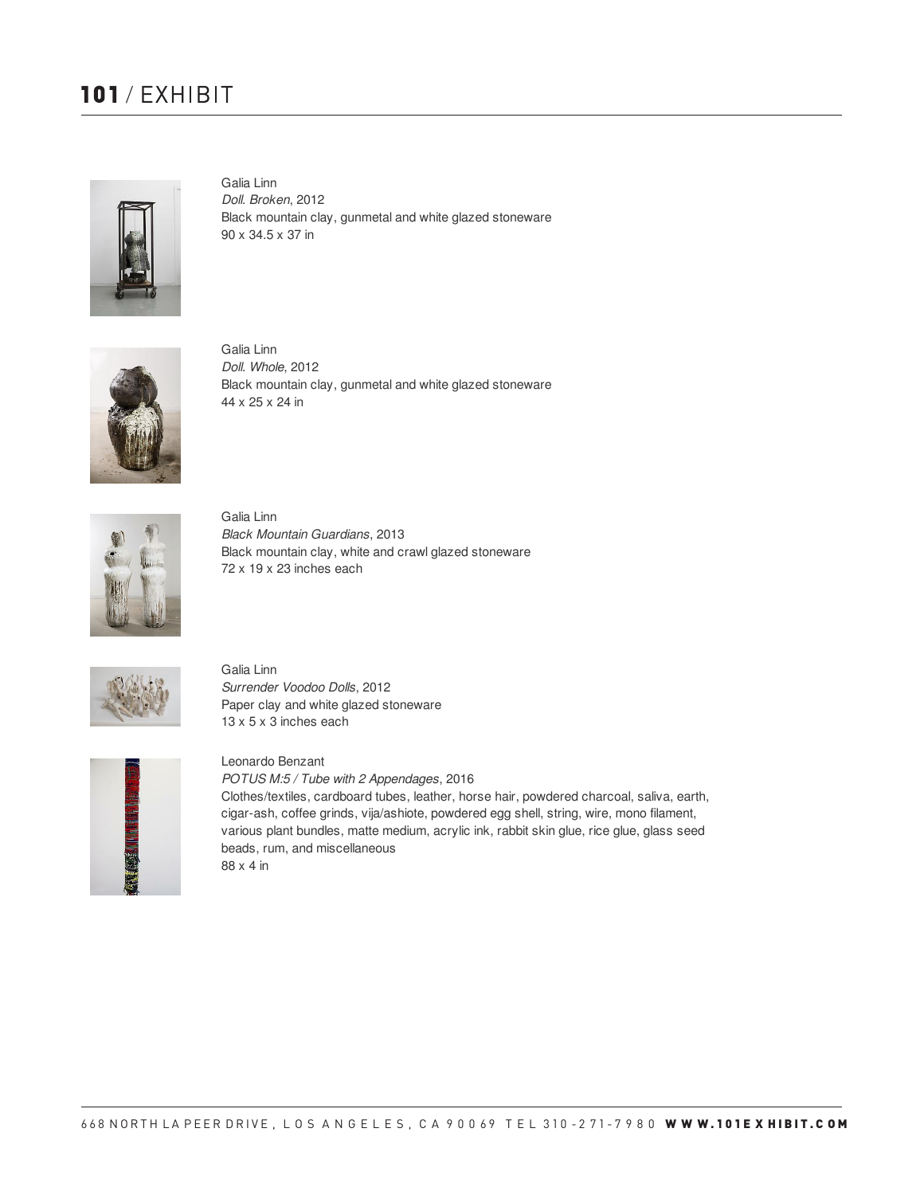Galia Linn
*Doll. Broken*, 2012
Black mountain clay, gunmetal and white glazed stoneware
90 x 34.5 x 37 in

Galia Linn
*Doll. Whole*, 2012
Black mountain clay, gunmetal and white glazed stoneware
44 x 25 x 24 in

Galia Linn
*Black Mountain Guardians*, 2013
Black mountain clay, white and crawl glazed stoneware
72 x 19 x 23 inches each

Galia Linn
*Surrender Voodoo Dolls*, 2012
Paper clay and white glazed stoneware
13 x 5 x 3 inches each

Leonardo Benzant
*POTUS M:5 / Tube with 2 Appendages*, 2016
Clothes/textiles, cardboard tubes, leather, horse hair, powdered charcoal, saliva, earth, cigar-ash, coffee grinds, vija/ashiote, powdered egg shell, string, wire, mono filament, various plant bundles, matte medium, acrylic ink, rabbit skin glue, rice glue, glass seed beads, rum, and miscellaneous
88 x 4 in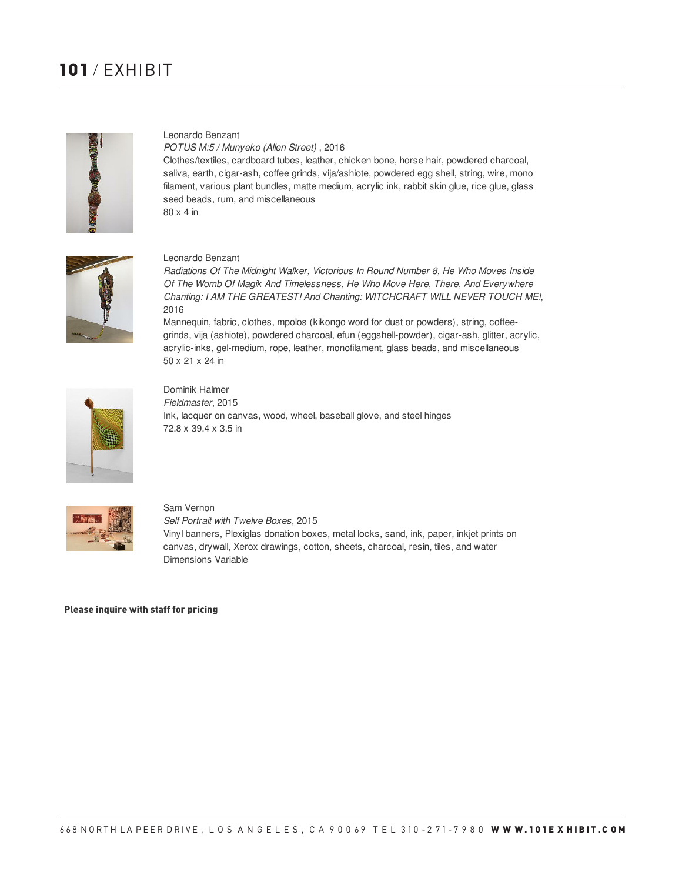Leonardo Benzant
*POTUS M:5 / Munyeko (Allen Street)* , 2016
Clothes/textiles, cardboard tubes, leather, chicken bone, horse hair, powdered charcoal, saliva, earth, cigar-ash, coffee grinds, vija/ashiote, powdered egg shell, string, wire, mono filament, various plant bundles, matte medium, acrylic ink, rabbit skin glue, rice glue, glass seed beads, rum, and miscellaneous
80 x 4 in

Leonardo Benzant
*Radiations Of The Midnight Walker, Victorious In Round Number 8, He Who Moves Inside Of The Womb Of Magik And Timelessness, He Who Move Here, There, And Everywhere Chanting: I AM THE GREATEST! And Chanting: WITCHCRAFT WILL NEVER TOUCH ME!*, 2016
Mannequin, fabric, clothes, mpolos (kikongo word for dust or powders), string, coffee-grinds, vija (ashiote), powdered charcoal, efun (eggshell-powder), cigar-ash, glitter, acrylic, acrylic-inks, gel-medium, rope, leather, monofilament, glass beads, and miscellaneous
50 x 21 x 24 in

Dominik Halmer
*Fieldmaster*, 2015
Ink, lacquer on canvas, wood, wheel, baseball glove, and steel hinges
72.8 x 39.4 x 3.5 in

Sam Vernon
*Self Portrait with Twelve Boxes*, 2015
Vinyl banners, Plexiglas donation boxes, metal locks, sand, ink, paper, inkjet prints on canvas, drywall, Xerox drawings, cotton, sheets, charcoal, resin, tiles, and water
Dimensions Variable

**Please inquire with staff for pricing**